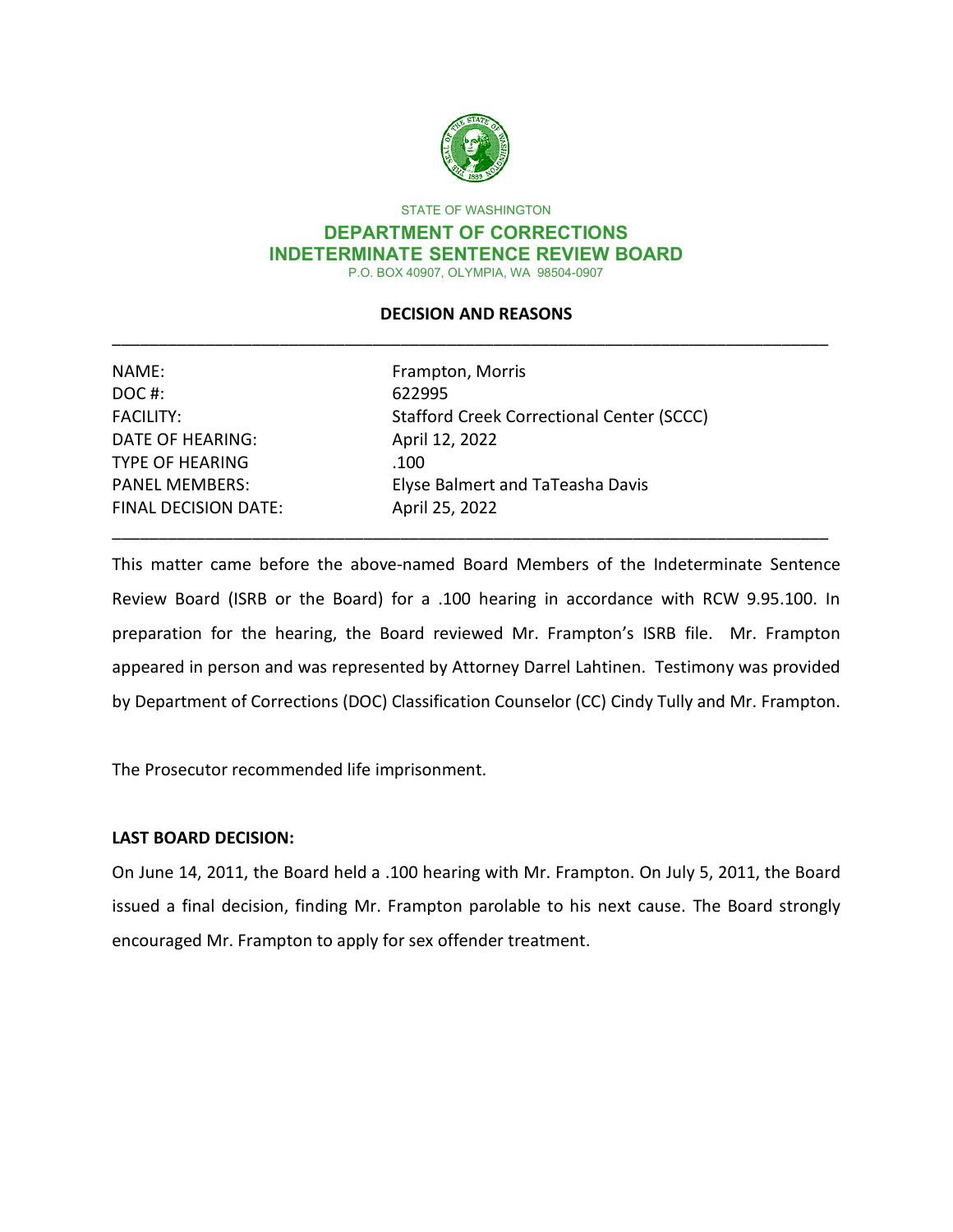STATE OF WASHINGTON

**DEPARTMENT OF CORRECTIONS**
**INDETERMINATE SENTENCE REVIEW BOARD**

P.O. BOX 40907, OLYMPIA, WA 98504-0907

## DECISION AND REASONS

| | |
|---|---|
| NAME: | Frampton, Morris |
| DOC #: | 622995 |
| FACILITY: | Stafford Creek Correctional Center (SCCC) |
| DATE OF HEARING: | April 12, 2022 |
| TYPE OF HEARING | .100 |
| PANEL MEMBERS: | Elyse Balmert and TaTeasha Davis |
| FINAL DECISION DATE: | April 25, 2022 |

This matter came before the above-named Board Members of the Indeterminate Sentence Review Board (ISRB or the Board) for a .100 hearing in accordance with RCW 9.95.100. In preparation for the hearing, the Board reviewed Mr. Frampton's ISRB file. Mr. Frampton appeared in person and was represented by Attorney Darrel Lahtinen. Testimony was provided by Department of Corrections (DOC) Classification Counselor (CC) Cindy Tully and Mr. Frampton.

The Prosecutor recommended life imprisonment.

**LAST BOARD DECISION:**

On June 14, 2011, the Board held a .100 hearing with Mr. Frampton. On July 5, 2011, the Board issued a final decision, finding Mr. Frampton parolable to his next cause. The Board strongly encouraged Mr. Frampton to apply for sex offender treatment.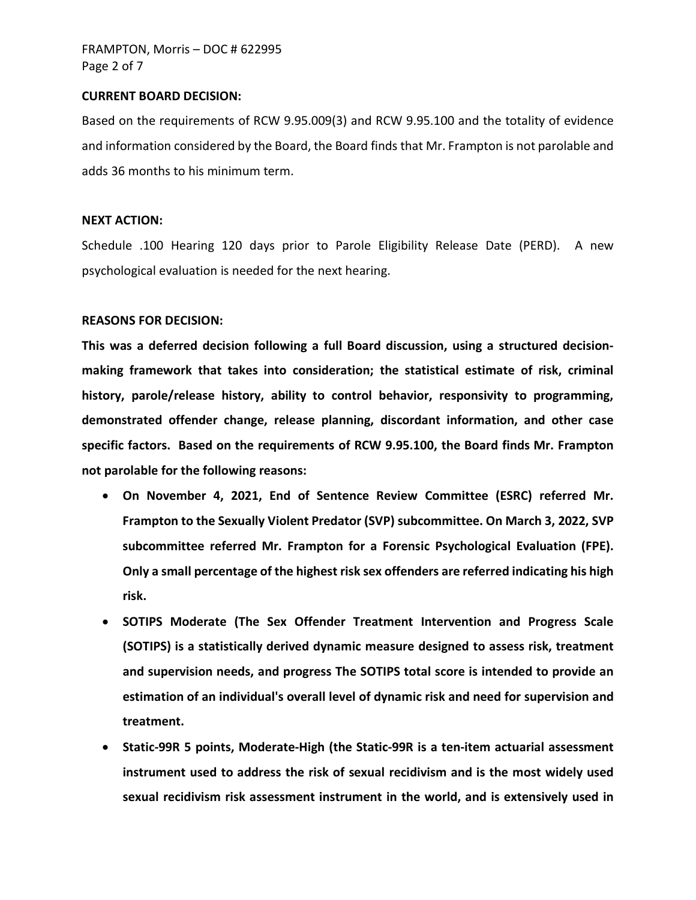**CURRENT BOARD DECISION:**

Based on the requirements of RCW 9.95.009(3) and RCW 9.95.100 and the totality of evidence and information considered by the Board, the Board finds that Mr. Frampton is not parolable and adds 36 months to his minimum term.

**NEXT ACTION:**

Schedule .100 Hearing 120 days prior to Parole Eligibility Release Date (PERD). A new psychological evaluation is needed for the next hearing.

**REASONS FOR DECISION:**

**This was a deferred decision following a full Board discussion, using a structured decision-making framework that takes into consideration; the statistical estimate of risk, criminal history, parole/release history, ability to control behavior, responsivity to programming, demonstrated offender change, release planning, discordant information, and other case specific factors. Based on the requirements of RCW 9.95.100, the Board finds Mr. Frampton not parolable for the following reasons:**

- **On November 4, 2021, End of Sentence Review Committee (ESRC) referred Mr. Frampton to the Sexually Violent Predator (SVP) subcommittee. On March 3, 2022, SVP subcommittee referred Mr. Frampton for a Forensic Psychological Evaluation (FPE). Only a small percentage of the highest risk sex offenders are referred indicating his high risk.**
- **SOTIPS Moderate (The Sex Offender Treatment Intervention and Progress Scale (SOTIPS) is a statistically derived dynamic measure designed to assess risk, treatment and supervision needs, and progress The SOTIPS total score is intended to provide an estimation of an individual's overall level of dynamic risk and need for supervision and treatment.**
- **Static-99R 5 points, Moderate-High (the Static-99R is a ten-item actuarial assessment instrument used to address the risk of sexual recidivism and is the most widely used sexual recidivism risk assessment instrument in the world, and is extensively used in**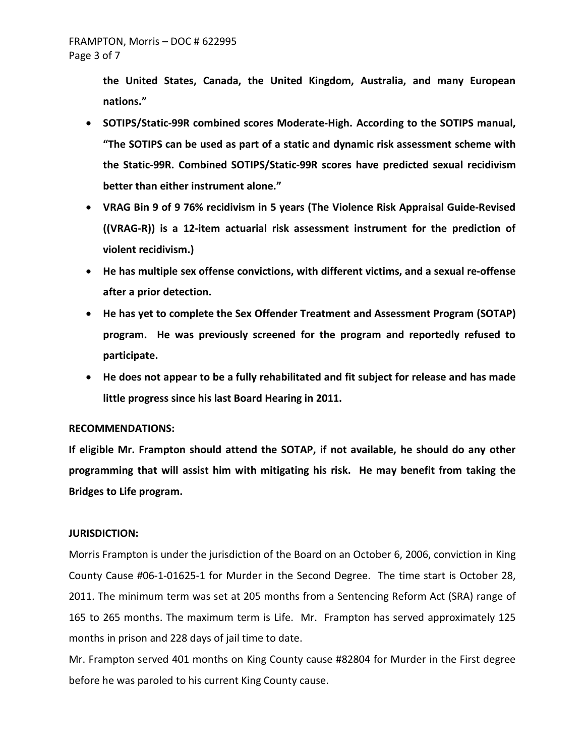**the United States, Canada, the United Kingdom, Australia, and many European nations."**

- **SOTIPS/Static-99R combined scores Moderate-High. According to the SOTIPS manual, "The SOTIPS can be used as part of a static and dynamic risk assessment scheme with the Static-99R. Combined SOTIPS/Static-99R scores have predicted sexual recidivism better than either instrument alone."**
- **VRAG Bin 9 of 9 76% recidivism in 5 years (The Violence Risk Appraisal Guide-Revised ((VRAG-R)) is a 12-item actuarial risk assessment instrument for the prediction of violent recidivism.)**
- **He has multiple sex offense convictions, with different victims, and a sexual re-offense after a prior detection.**
- **He has yet to complete the Sex Offender Treatment and Assessment Program (SOTAP) program. He was previously screened for the program and reportedly refused to participate.**
- **He does not appear to be a fully rehabilitated and fit subject for release and has made little progress since his last Board Hearing in 2011.**

**RECOMMENDATIONS:**

**If eligible Mr. Frampton should attend the SOTAP, if not available, he should do any other programming that will assist him with mitigating his risk. He may benefit from taking the Bridges to Life program.**

**JURISDICTION:**

Morris Frampton is under the jurisdiction of the Board on an October 6, 2006, conviction in King County Cause #06-1-01625-1 for Murder in the Second Degree. The time start is October 28, 2011. The minimum term was set at 205 months from a Sentencing Reform Act (SRA) range of 165 to 265 months. The maximum term is Life. Mr. Frampton has served approximately 125 months in prison and 228 days of jail time to date.

Mr. Frampton served 401 months on King County cause #82804 for Murder in the First degree before he was paroled to his current King County cause.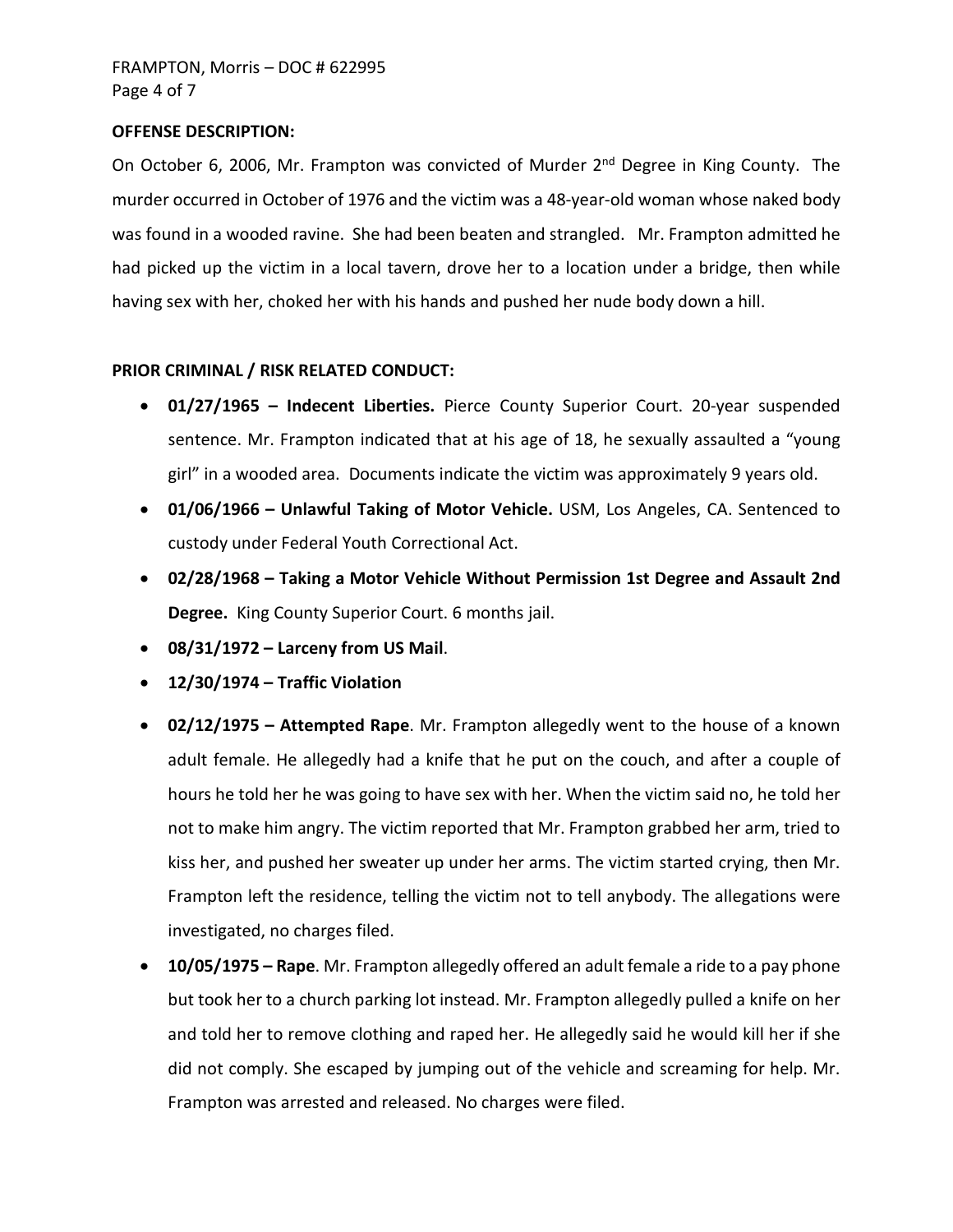**OFFENSE DESCRIPTION:**

On October 6, 2006, Mr. Frampton was convicted of Murder 2nd Degree in King County. The murder occurred in October of 1976 and the victim was a 48-year-old woman whose naked body was found in a wooded ravine. She had been beaten and strangled. Mr. Frampton admitted he had picked up the victim in a local tavern, drove her to a location under a bridge, then while having sex with her, choked her with his hands and pushed her nude body down a hill.

**PRIOR CRIMINAL / RISK RELATED CONDUCT:**

- **01/27/1965 – Indecent Liberties.** Pierce County Superior Court. 20-year suspended sentence. Mr. Frampton indicated that at his age of 18, he sexually assaulted a "young girl" in a wooded area. Documents indicate the victim was approximately 9 years old.
- **01/06/1966 – Unlawful Taking of Motor Vehicle.** USM, Los Angeles, CA. Sentenced to custody under Federal Youth Correctional Act.
- **02/28/1968 – Taking a Motor Vehicle Without Permission 1st Degree and Assault 2nd Degree.** King County Superior Court. 6 months jail.
- **08/31/1972 – Larceny from US Mail**.
- **12/30/1974 – Traffic Violation**
- **02/12/1975 – Attempted Rape**. Mr. Frampton allegedly went to the house of a known adult female. He allegedly had a knife that he put on the couch, and after a couple of hours he told her he was going to have sex with her. When the victim said no, he told her not to make him angry. The victim reported that Mr. Frampton grabbed her arm, tried to kiss her, and pushed her sweater up under her arms. The victim started crying, then Mr. Frampton left the residence, telling the victim not to tell anybody. The allegations were investigated, no charges filed.
- **10/05/1975 – Rape**. Mr. Frampton allegedly offered an adult female a ride to a pay phone but took her to a church parking lot instead. Mr. Frampton allegedly pulled a knife on her and told her to remove clothing and raped her. He allegedly said he would kill her if she did not comply. She escaped by jumping out of the vehicle and screaming for help. Mr. Frampton was arrested and released. No charges were filed.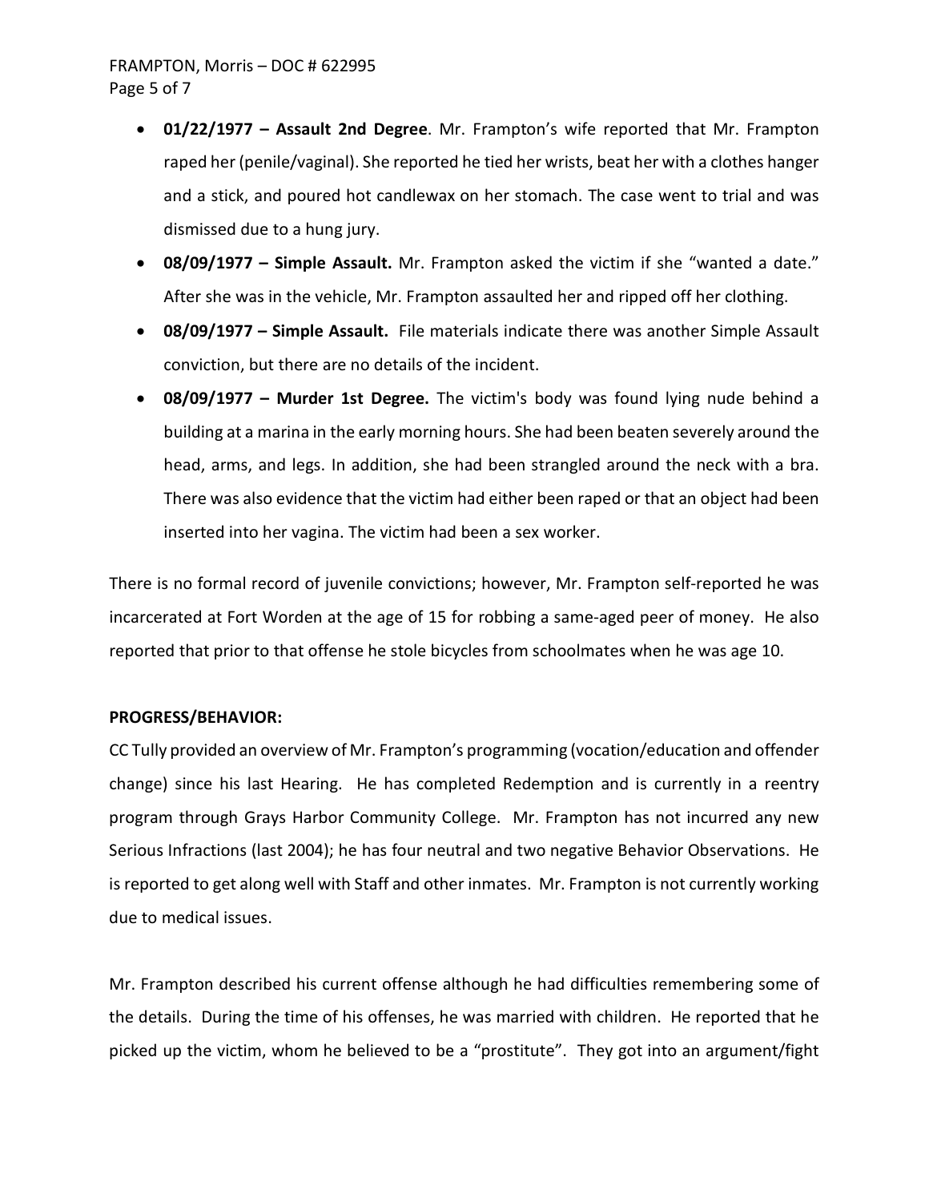- **01/22/1977 – Assault 2nd Degree**. Mr. Frampton's wife reported that Mr. Frampton raped her (penile/vaginal). She reported he tied her wrists, beat her with a clothes hanger and a stick, and poured hot candlewax on her stomach. The case went to trial and was dismissed due to a hung jury.
- **08/09/1977 – Simple Assault.** Mr. Frampton asked the victim if she "wanted a date." After she was in the vehicle, Mr. Frampton assaulted her and ripped off her clothing.
- **08/09/1977 – Simple Assault.** File materials indicate there was another Simple Assault conviction, but there are no details of the incident.
- **08/09/1977 – Murder 1st Degree.** The victim's body was found lying nude behind a building at a marina in the early morning hours. She had been beaten severely around the head, arms, and legs. In addition, she had been strangled around the neck with a bra. There was also evidence that the victim had either been raped or that an object had been inserted into her vagina. The victim had been a sex worker.

There is no formal record of juvenile convictions; however, Mr. Frampton self-reported he was incarcerated at Fort Worden at the age of 15 for robbing a same-aged peer of money. He also reported that prior to that offense he stole bicycles from schoolmates when he was age 10.

**PROGRESS/BEHAVIOR:**

CC Tully provided an overview of Mr. Frampton's programming (vocation/education and offender change) since his last Hearing. He has completed Redemption and is currently in a reentry program through Grays Harbor Community College. Mr. Frampton has not incurred any new Serious Infractions (last 2004); he has four neutral and two negative Behavior Observations. He is reported to get along well with Staff and other inmates. Mr. Frampton is not currently working due to medical issues.

Mr. Frampton described his current offense although he had difficulties remembering some of the details. During the time of his offenses, he was married with children. He reported that he picked up the victim, whom he believed to be a "prostitute". They got into an argument/fight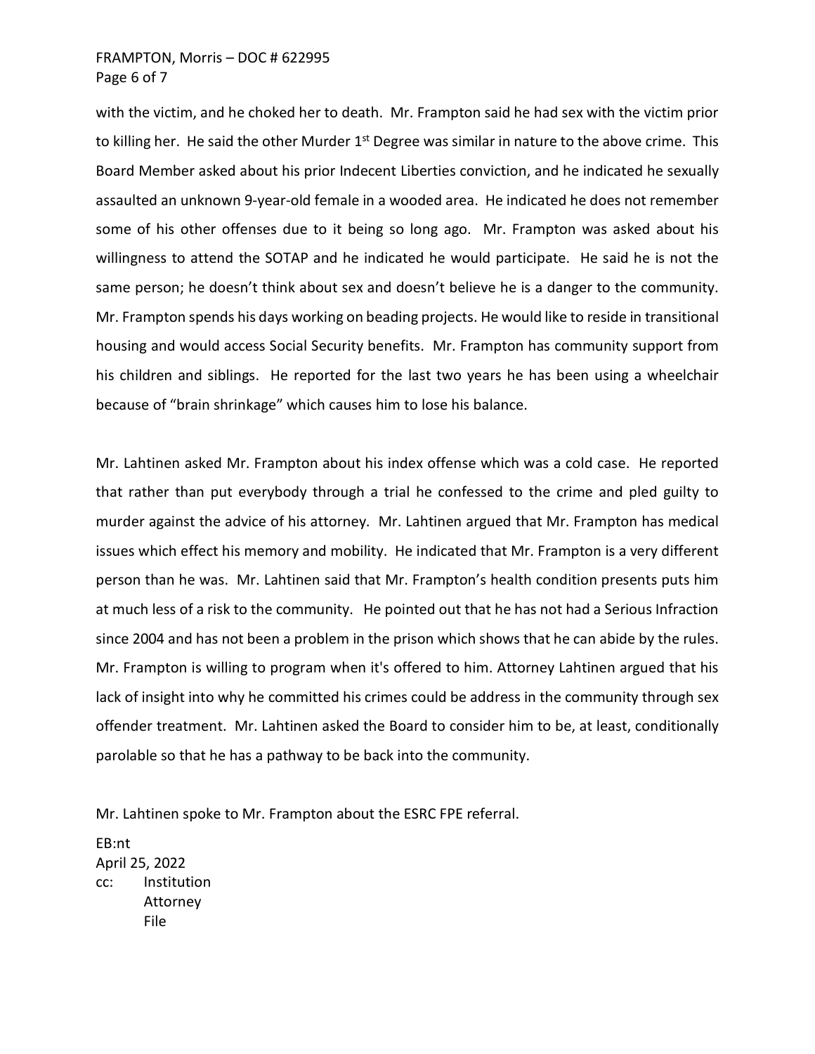with the victim, and he choked her to death. Mr. Frampton said he had sex with the victim prior to killing her. He said the other Murder 1st Degree was similar in nature to the above crime. This Board Member asked about his prior Indecent Liberties conviction, and he indicated he sexually assaulted an unknown 9-year-old female in a wooded area. He indicated he does not remember some of his other offenses due to it being so long ago. Mr. Frampton was asked about his willingness to attend the SOTAP and he indicated he would participate. He said he is not the same person; he doesn't think about sex and doesn't believe he is a danger to the community. Mr. Frampton spends his days working on beading projects. He would like to reside in transitional housing and would access Social Security benefits. Mr. Frampton has community support from his children and siblings. He reported for the last two years he has been using a wheelchair because of "brain shrinkage" which causes him to lose his balance.

Mr. Lahtinen asked Mr. Frampton about his index offense which was a cold case. He reported that rather than put everybody through a trial he confessed to the crime and pled guilty to murder against the advice of his attorney. Mr. Lahtinen argued that Mr. Frampton has medical issues which effect his memory and mobility. He indicated that Mr. Frampton is a very different person than he was. Mr. Lahtinen said that Mr. Frampton's health condition presents puts him at much less of a risk to the community. He pointed out that he has not had a Serious Infraction since 2004 and has not been a problem in the prison which shows that he can abide by the rules. Mr. Frampton is willing to program when it's offered to him. Attorney Lahtinen argued that his lack of insight into why he committed his crimes could be address in the community through sex offender treatment. Mr. Lahtinen asked the Board to consider him to be, at least, conditionally parolable so that he has a pathway to be back into the community.

Mr. Lahtinen spoke to Mr. Frampton about the ESRC FPE referral.

EB:nt
April 25, 2022
cc: Institution
Attorney
File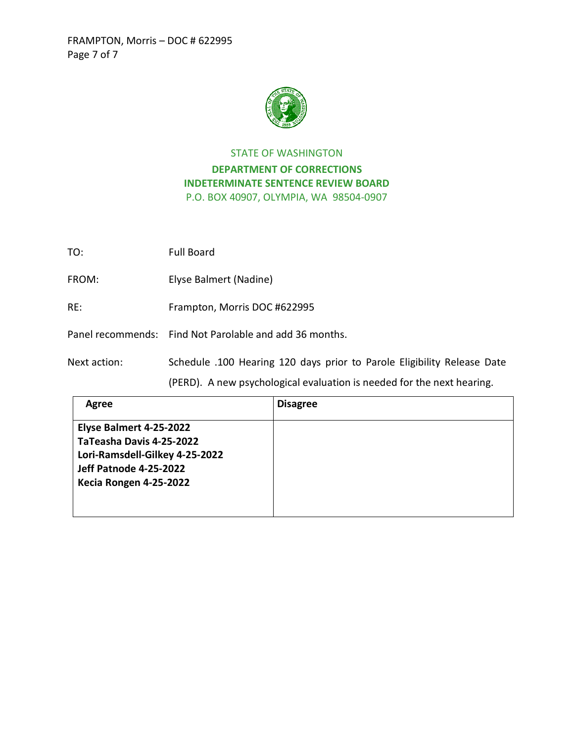STATE OF WASHINGTON

**DEPARTMENT OF CORRECTIONS**
**INDETERMINATE SENTENCE REVIEW BOARD**

P.O. BOX 40907, OLYMPIA, WA 98504-0907

TO: Full Board

FROM: Elyse Balmert (Nadine)

RE: Frampton, Morris DOC #622995

Panel recommends: Find Not Parolable and add 36 months.

Next action: Schedule .100 Hearing 120 days prior to Parole Eligibility Release Date (PERD). A new psychological evaluation is needed for the next hearing.

| Agree | Disagree |
|---|---|
| **Elyse Balmert 4-25-2022**<br>**TaTeasha Davis 4-25-2022**<br>**Lori-Ramsdell-Gilkey 4-25-2022**<br>**Jeff Patnode 4-25-2022**<br>**Kecia Rongen 4-25-2022** | |